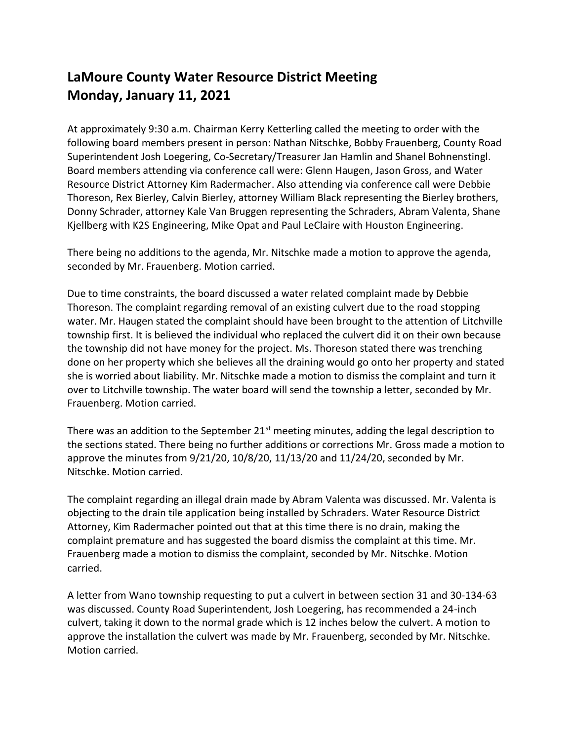# LaMoure County Water Resource District Meeting
# Monday, January 11, 2021

At approximately 9:30 a.m. Chairman Kerry Ketterling called the meeting to order with the following board members present in person: Nathan Nitschke, Bobby Frauenberg, County Road Superintendent Josh Loegering, Co-Secretary/Treasurer Jan Hamlin and Shanel Bohnenstingl. Board members attending via conference call were: Glenn Haugen, Jason Gross, and Water Resource District Attorney Kim Radermacher. Also attending via conference call were Debbie Thoreson, Rex Bierley, Calvin Bierley, attorney William Black representing the Bierley brothers, Donny Schrader, attorney Kale Van Bruggen representing the Schraders, Abram Valenta, Shane Kjellberg with K2S Engineering, Mike Opat and Paul LeClaire with Houston Engineering.

There being no additions to the agenda, Mr. Nitschke made a motion to approve the agenda, seconded by Mr. Frauenberg. Motion carried.

Due to time constraints, the board discussed a water related complaint made by Debbie Thoreson. The complaint regarding removal of an existing culvert due to the road stopping water. Mr. Haugen stated the complaint should have been brought to the attention of Litchville township first. It is believed the individual who replaced the culvert did it on their own because the township did not have money for the project. Ms. Thoreson stated there was trenching done on her property which she believes all the draining would go onto her property and stated she is worried about liability. Mr. Nitschke made a motion to dismiss the complaint and turn it over to Litchville township. The water board will send the township a letter, seconded by Mr. Frauenberg. Motion carried.

There was an addition to the September 21st meeting minutes, adding the legal description to the sections stated. There being no further additions or corrections Mr. Gross made a motion to approve the minutes from 9/21/20, 10/8/20, 11/13/20 and 11/24/20, seconded by Mr. Nitschke. Motion carried.

The complaint regarding an illegal drain made by Abram Valenta was discussed. Mr. Valenta is objecting to the drain tile application being installed by Schraders. Water Resource District Attorney, Kim Radermacher pointed out that at this time there is no drain, making the complaint premature and has suggested the board dismiss the complaint at this time. Mr. Frauenberg made a motion to dismiss the complaint, seconded by Mr. Nitschke. Motion carried.

A letter from Wano township requesting to put a culvert in between section 31 and 30-134-63 was discussed. County Road Superintendent, Josh Loegering, has recommended a 24-inch culvert, taking it down to the normal grade which is 12 inches below the culvert. A motion to approve the installation the culvert was made by Mr. Frauenberg, seconded by Mr. Nitschke. Motion carried.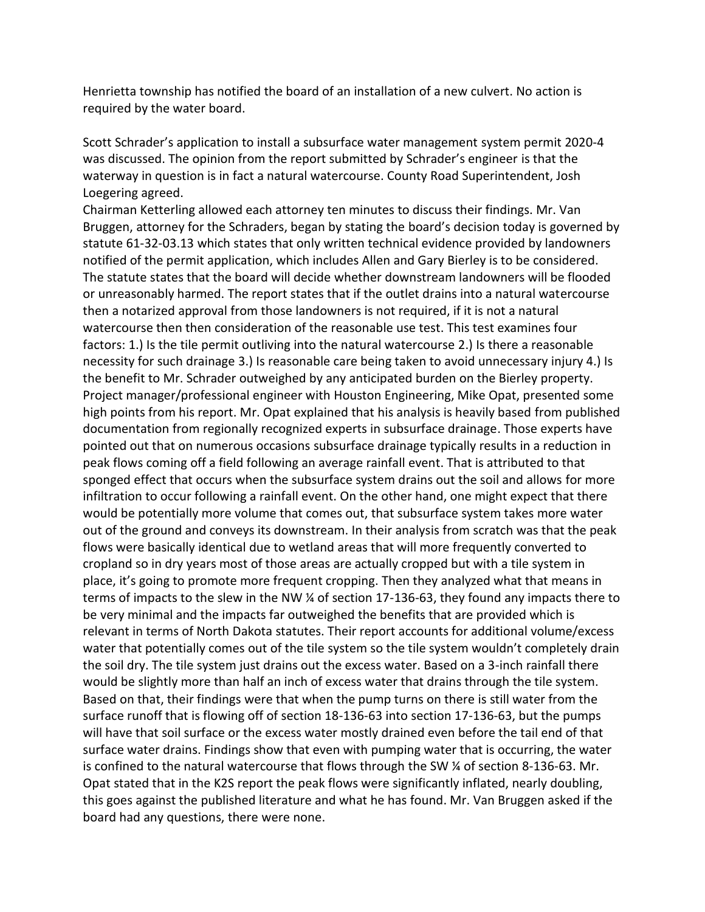Henrietta township has notified the board of an installation of a new culvert. No action is required by the water board.

Scott Schrader's application to install a subsurface water management system permit 2020-4 was discussed. The opinion from the report submitted by Schrader's engineer is that the waterway in question is in fact a natural watercourse. County Road Superintendent, Josh Loegering agreed.

Chairman Ketterling allowed each attorney ten minutes to discuss their findings. Mr. Van Bruggen, attorney for the Schraders, began by stating the board's decision today is governed by statute 61-32-03.13 which states that only written technical evidence provided by landowners notified of the permit application, which includes Allen and Gary Bierley is to be considered. The statute states that the board will decide whether downstream landowners will be flooded or unreasonably harmed. The report states that if the outlet drains into a natural watercourse then a notarized approval from those landowners is not required, if it is not a natural watercourse then then consideration of the reasonable use test. This test examines four factors: 1.) Is the tile permit outliving into the natural watercourse 2.) Is there a reasonable necessity for such drainage 3.) Is reasonable care being taken to avoid unnecessary injury 4.) Is the benefit to Mr. Schrader outweighed by any anticipated burden on the Bierley property. Project manager/professional engineer with Houston Engineering, Mike Opat, presented some high points from his report. Mr. Opat explained that his analysis is heavily based from published documentation from regionally recognized experts in subsurface drainage. Those experts have pointed out that on numerous occasions subsurface drainage typically results in a reduction in peak flows coming off a field following an average rainfall event. That is attributed to that sponged effect that occurs when the subsurface system drains out the soil and allows for more infiltration to occur following a rainfall event. On the other hand, one might expect that there would be potentially more volume that comes out, that subsurface system takes more water out of the ground and conveys its downstream. In their analysis from scratch was that the peak flows were basically identical due to wetland areas that will more frequently converted to cropland so in dry years most of those areas are actually cropped but with a tile system in place, it's going to promote more frequent cropping. Then they analyzed what that means in terms of impacts to the slew in the NW ¼ of section 17-136-63, they found any impacts there to be very minimal and the impacts far outweighed the benefits that are provided which is relevant in terms of North Dakota statutes. Their report accounts for additional volume/excess water that potentially comes out of the tile system so the tile system wouldn't completely drain the soil dry. The tile system just drains out the excess water. Based on a 3-inch rainfall there would be slightly more than half an inch of excess water that drains through the tile system. Based on that, their findings were that when the pump turns on there is still water from the surface runoff that is flowing off of section 18-136-63 into section 17-136-63, but the pumps will have that soil surface or the excess water mostly drained even before the tail end of that surface water drains. Findings show that even with pumping water that is occurring, the water is confined to the natural watercourse that flows through the SW ¼ of section 8-136-63. Mr. Opat stated that in the K2S report the peak flows were significantly inflated, nearly doubling, this goes against the published literature and what he has found. Mr. Van Bruggen asked if the board had any questions, there were none.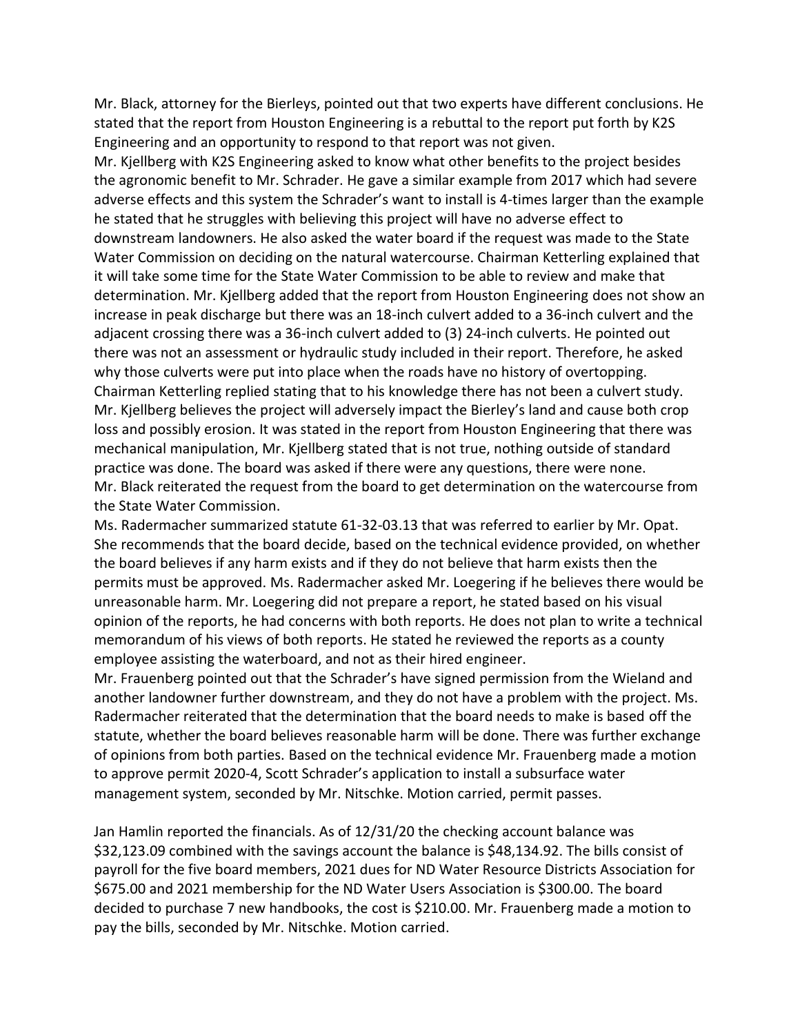Mr. Black, attorney for the Bierleys, pointed out that two experts have different conclusions. He stated that the report from Houston Engineering is a rebuttal to the report put forth by K2S Engineering and an opportunity to respond to that report was not given.

Mr. Kjellberg with K2S Engineering asked to know what other benefits to the project besides the agronomic benefit to Mr. Schrader. He gave a similar example from 2017 which had severe adverse effects and this system the Schrader's want to install is 4-times larger than the example he stated that he struggles with believing this project will have no adverse effect to downstream landowners. He also asked the water board if the request was made to the State Water Commission on deciding on the natural watercourse. Chairman Ketterling explained that it will take some time for the State Water Commission to be able to review and make that determination. Mr. Kjellberg added that the report from Houston Engineering does not show an increase in peak discharge but there was an 18-inch culvert added to a 36-inch culvert and the adjacent crossing there was a 36-inch culvert added to (3) 24-inch culverts. He pointed out there was not an assessment or hydraulic study included in their report. Therefore, he asked why those culverts were put into place when the roads have no history of overtopping. Chairman Ketterling replied stating that to his knowledge there has not been a culvert study. Mr. Kjellberg believes the project will adversely impact the Bierley's land and cause both crop loss and possibly erosion. It was stated in the report from Houston Engineering that there was mechanical manipulation, Mr. Kjellberg stated that is not true, nothing outside of standard practice was done. The board was asked if there were any questions, there were none.

Mr. Black reiterated the request from the board to get determination on the watercourse from the State Water Commission.

Ms. Radermacher summarized statute 61-32-03.13 that was referred to earlier by Mr. Opat. She recommends that the board decide, based on the technical evidence provided, on whether the board believes if any harm exists and if they do not believe that harm exists then the permits must be approved. Ms. Radermacher asked Mr. Loegering if he believes there would be unreasonable harm. Mr. Loegering did not prepare a report, he stated based on his visual opinion of the reports, he had concerns with both reports. He does not plan to write a technical memorandum of his views of both reports. He stated he reviewed the reports as a county employee assisting the waterboard, and not as their hired engineer.

Mr. Frauenberg pointed out that the Schrader's have signed permission from the Wieland and another landowner further downstream, and they do not have a problem with the project. Ms. Radermacher reiterated that the determination that the board needs to make is based off the statute, whether the board believes reasonable harm will be done. There was further exchange of opinions from both parties. Based on the technical evidence Mr. Frauenberg made a motion to approve permit 2020-4, Scott Schrader's application to install a subsurface water management system, seconded by Mr. Nitschke. Motion carried, permit passes.

Jan Hamlin reported the financials. As of 12/31/20 the checking account balance was $32,123.09 combined with the savings account the balance is $48,134.92. The bills consist of payroll for the five board members, 2021 dues for ND Water Resource Districts Association for $675.00 and 2021 membership for the ND Water Users Association is $300.00. The board decided to purchase 7 new handbooks, the cost is $210.00. Mr. Frauenberg made a motion to pay the bills, seconded by Mr. Nitschke. Motion carried.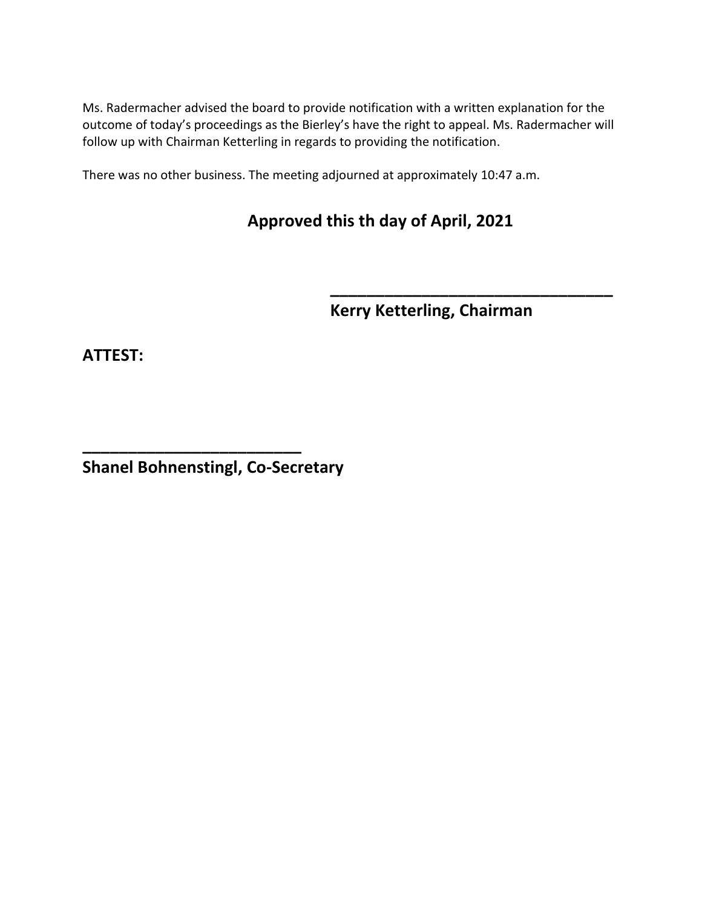Ms. Radermacher advised the board to provide notification with a written explanation for the outcome of today's proceedings as the Bierley's have the right to appeal. Ms. Radermacher will follow up with Chairman Ketterling in regards to providing the notification.

There was no other business. The meeting adjourned at approximately 10:47 a.m.

**Approved this th day of April, 2021**

**\_\_\_\_\_\_\_\_\_\_\_\_\_\_\_\_\_\_\_\_\_\_\_\_\_\_\_\_\_\_\_\_**
**Kerry Ketterling, Chairman**

**ATTEST:**

**\_\_\_\_\_\_\_\_\_\_\_\_\_\_\_\_\_\_\_\_\_\_\_\_\_**
**Shanel Bohnenstingl, Co-Secretary**